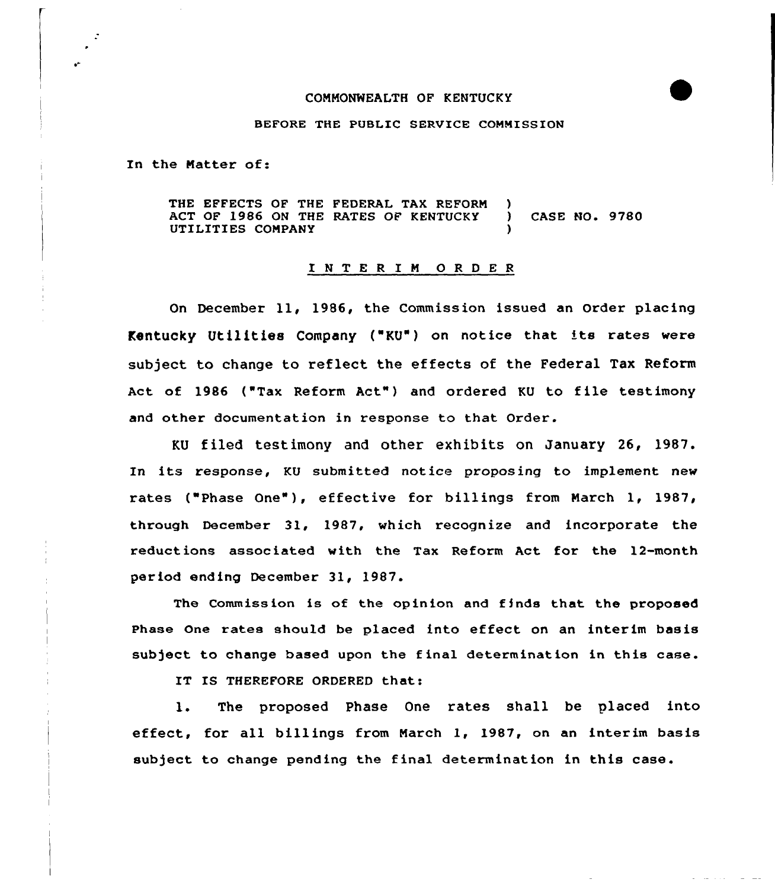COMMONWEALTH OF KENTUCKY

BEFORE THE PUBLIC SERVICE COMMISSION

In the Matter of:

THE EFFECTS OF THE FEDERAL TAX REFORM ACT OF 1986 ON THE RATES OF KENTUCKY UTILITIES COMPANY ) CASE NO. 9780

# INTERIM ORDER

On December 11, 1986, the Commission issued an Order placing Kentucky Utilities Company ("KU") on notice that its rates were subject to change to reflect the effects of the Federal Tax Reform Act of 1986 ("Tax Reform Act") and ordered KU to file testimony and other documentation in response to that Order.

KU filed testimony and other exhibits on January 26, 1987. In its response, KU submitted notice proposing to implement new rates ("Phase One"), effective for billings from March 1, 1987, through December 31, 1987, which recognize and incorporate the reductions associated with the Tax Reform Act for the 12-month period ending December 31, 1987.

The Commission is of the opinion and finds that the proposed Phase One rates should be placed into effect on an interim basis subject to change based upon the final determination in this case.

IT IS THEREFORE ORDERED that:

1. The proposed Phase One rates shall be placed into effect, for all billings from March 1, 1987, on an interim basis subject to change pending the final determination in this case.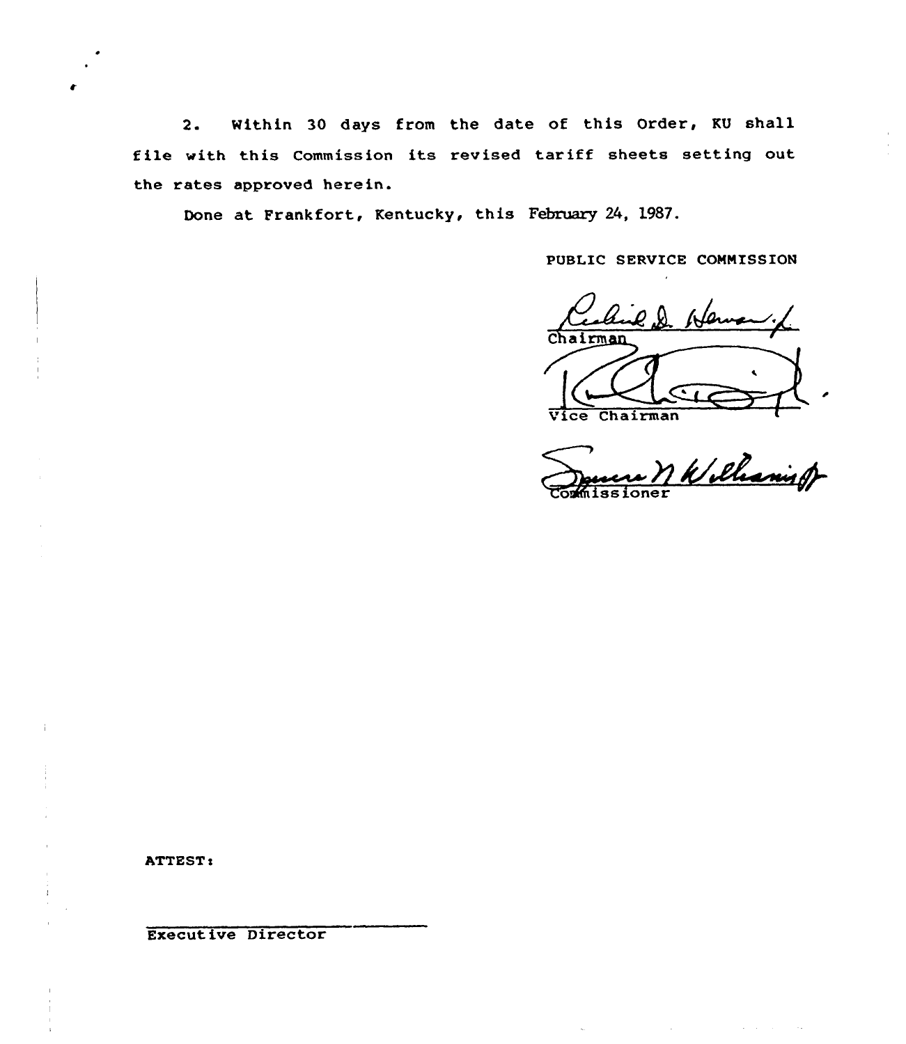2. Within 30 days from the date of this Order, KU shall file with this Commission its revised tariff sheets setting out the rates approved herein.

Done at Frankfort, Kentucky, this February 24, 1987.

PUBLIC SERVICE COMMISSION

Chairman

Vice Chairman

Commissioner

ATTEST:

Executive Director